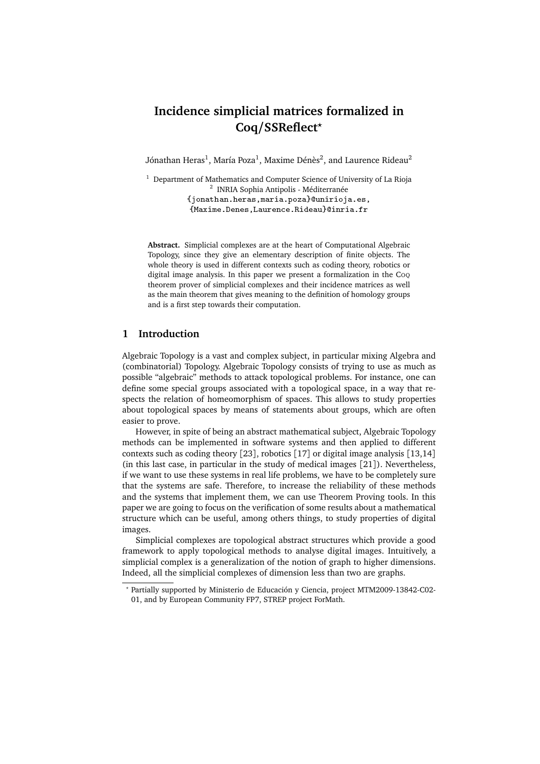# Incidence simplicial matrices formalized in Coq/SSReflect*

Jónathan Heras[1], María Poza[1], Maxime Dénès[2], and Laurence Rideau[2]

[1] Department of Mathematics and Computer Science of University of La Rioja
[2] INRIA Sophia Antipolis - Méditerranée
{jonathan.heras,maria.poza}@unirioja.es,
{Maxime.Denes,Laurence.Rideau}@inria.fr

**Abstract.** Simplicial complexes are at the heart of Computational Algebraic Topology, since they give an elementary description of finite objects. The whole theory is used in different contexts such as coding theory, robotics or digital image analysis. In this paper we present a formalization in the Coq theorem prover of simplicial complexes and their incidence matrices as well as the main theorem that gives meaning to the definition of homology groups and is a first step towards their computation.

## 1 Introduction

Algebraic Topology is a vast and complex subject, in particular mixing Algebra and (combinatorial) Topology. Algebraic Topology consists of trying to use as much as possible "algebraic" methods to attack topological problems. For instance, one can define some special groups associated with a topological space, in a way that respects the relation of homeomorphism of spaces. This allows to study properties about topological spaces by means of statements about groups, which are often easier to prove.

However, in spite of being an abstract mathematical subject, Algebraic Topology methods can be implemented in software systems and then applied to different contexts such as coding theory [23], robotics [17] or digital image analysis [13,14] (in this last case, in particular in the study of medical images [21]). Nevertheless, if we want to use these systems in real life problems, we have to be completely sure that the systems are safe. Therefore, to increase the reliability of these methods and the systems that implement them, we can use Theorem Proving tools. In this paper we are going to focus on the verification of some results about a mathematical structure which can be useful, among others things, to study properties of digital images.

Simplicial complexes are topological abstract structures which provide a good framework to apply topological methods to analyse digital images. Intuitively, a simplicial complex is a generalization of the notion of graph to higher dimensions. Indeed, all the simplicial complexes of dimension less than two are graphs.

* Partially supported by Ministerio de Educación y Ciencia, project MTM2009-13842-C02-01, and by European Community FP7, STREP project ForMath.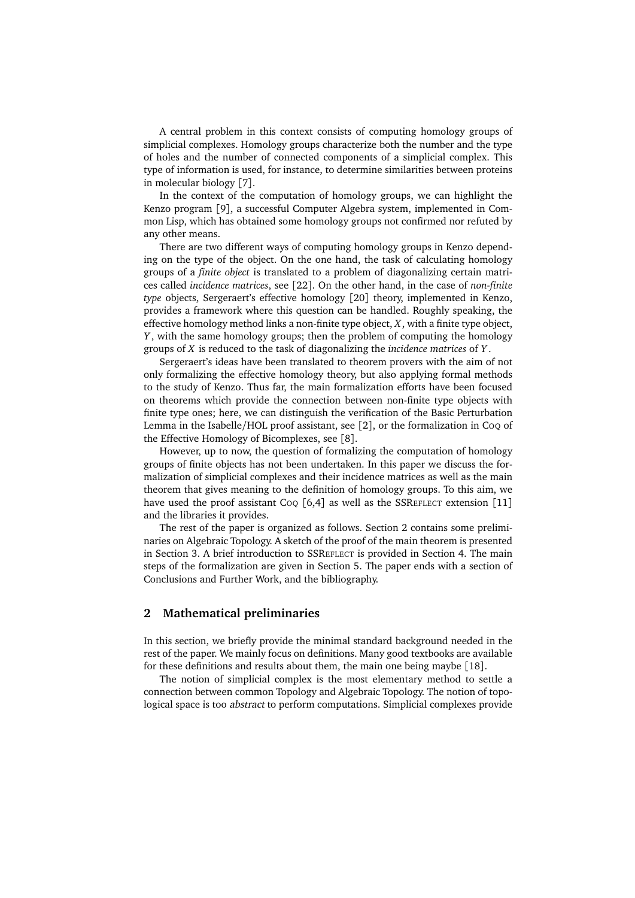A central problem in this context consists of computing homology groups of simplicial complexes. Homology groups characterize both the number and the type of holes and the number of connected components of a simplicial complex. This type of information is used, for instance, to determine similarities between proteins in molecular biology [7].

In the context of the computation of homology groups, we can highlight the Kenzo program [9], a successful Computer Algebra system, implemented in Common Lisp, which has obtained some homology groups not confirmed nor refuted by any other means.

There are two different ways of computing homology groups in Kenzo depending on the type of the object. On the one hand, the task of calculating homology groups of a *finite object* is translated to a problem of diagonalizing certain matrices called *incidence matrices*, see [22]. On the other hand, in the case of *non-finite type* objects, Sergeraert's effective homology [20] theory, implemented in Kenzo, provides a framework where this question can be handled. Roughly speaking, the effective homology method links a non-finite type object, $X$, with a finite type object, $Y$, with the same homology groups; then the problem of computing the homology groups of $X$ is reduced to the task of diagonalizing the *incidence matrices* of $Y$.

Sergeraert's ideas have been translated to theorem provers with the aim of not only formalizing the effective homology theory, but also applying formal methods to the study of Kenzo. Thus far, the main formalization efforts have been focused on theorems which provide the connection between non-finite type objects with finite type ones; here, we can distinguish the verification of the Basic Perturbation Lemma in the Isabelle/HOL proof assistant, see [2], or the formalization in Coq of the Effective Homology of Bicomplexes, see [8].

However, up to now, the question of formalizing the computation of homology groups of finite objects has not been undertaken. In this paper we discuss the formalization of simplicial complexes and their incidence matrices as well as the main theorem that gives meaning to the definition of homology groups. To this aim, we have used the proof assistant Coq [6,4] as well as the SSReflect extension [11] and the libraries it provides.

The rest of the paper is organized as follows. Section 2 contains some preliminaries on Algebraic Topology. A sketch of the proof of the main theorem is presented in Section 3. A brief introduction to SSReflect is provided in Section 4. The main steps of the formalization are given in Section 5. The paper ends with a section of Conclusions and Further Work, and the bibliography.

## 2 Mathematical preliminaries

In this section, we briefly provide the minimal standard background needed in the rest of the paper. We mainly focus on definitions. Many good textbooks are available for these definitions and results about them, the main one being maybe [18].

The notion of simplicial complex is the most elementary method to settle a connection between common Topology and Algebraic Topology. The notion of topological space is too *abstract* to perform computations. Simplicial complexes provide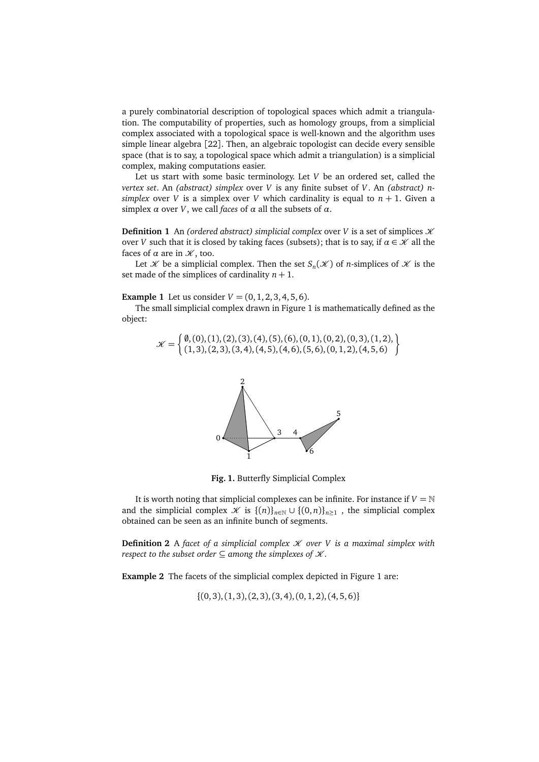a purely combinatorial description of topological spaces which admit a triangulation. The computability of properties, such as homology groups, from a simplicial complex associated with a topological space is well-known and the algorithm uses simple linear algebra [22]. Then, an algebraic topologist can decide every sensible space (that is to say, a topological space which admit a triangulation) is a simplicial complex, making computations easier.

Let us start with some basic terminology. Let $V$ be an ordered set, called the *vertex set*. An *(abstract) simplex* over $V$ is any finite subset of $V$. An *(abstract) n-simplex* over $V$ is a simplex over $V$ which cardinality is equal to $n+1$. Given a simplex $\alpha$ over $V$, we call *faces* of $\alpha$ all the subsets of $\alpha$.

**Definition 1** An *(ordered abstract) simplicial complex* over $V$ is a set of simplices $\mathscr{K}$ over $V$ such that it is closed by taking faces (subsets); that is to say, if $\alpha \in \mathscr{K}$ all the faces of $\alpha$ are in $\mathscr{K}$, too.

Let $\mathscr{K}$ be a simplicial complex. Then the set $S_n(\mathscr{K})$ of $n$-simplices of $\mathscr{K}$ is the set made of the simplices of cardinality $n+1$.

**Example 1** Let us consider $V = (0,1,2,3,4,5,6)$.

The small simplicial complex drawn in Figure 1 is mathematically defined as the object:

$$\mathscr{K} = \left\{ \begin{array}{l} \emptyset, (0), (1), (2), (3), (4), (5), (6), (0,1), (0,2), (0,3), (1,2), \\ (1,3), (2,3), (3,4), (4,5), (4,6), (5,6), (0,1,2), (4,5,6) \end{array} \right\}$$

**Fig. 1.** Butterfly Simplicial Complex

It is worth noting that simplicial complexes can be infinite. For instance if $V = \mathbb{N}$ and the simplicial complex $\mathscr{K}$ is $\{(n)\}_{n\in\mathbb{N}} \cup \{(0,n)\}_{n\geq 1}$ , the simplicial complex obtained can be seen as an infinite bunch of segments.

**Definition 2** *A facet of a simplicial complex $\mathscr{K}$ over $V$ is a maximal simplex with respect to the subset order $\subseteq$ among the simplexes of $\mathscr{K}$.*

**Example 2** The facets of the simplicial complex depicted in Figure 1 are:

$$\{(0,3), (1,3), (2,3), (3,4), (0,1,2), (4,5,6)\}$$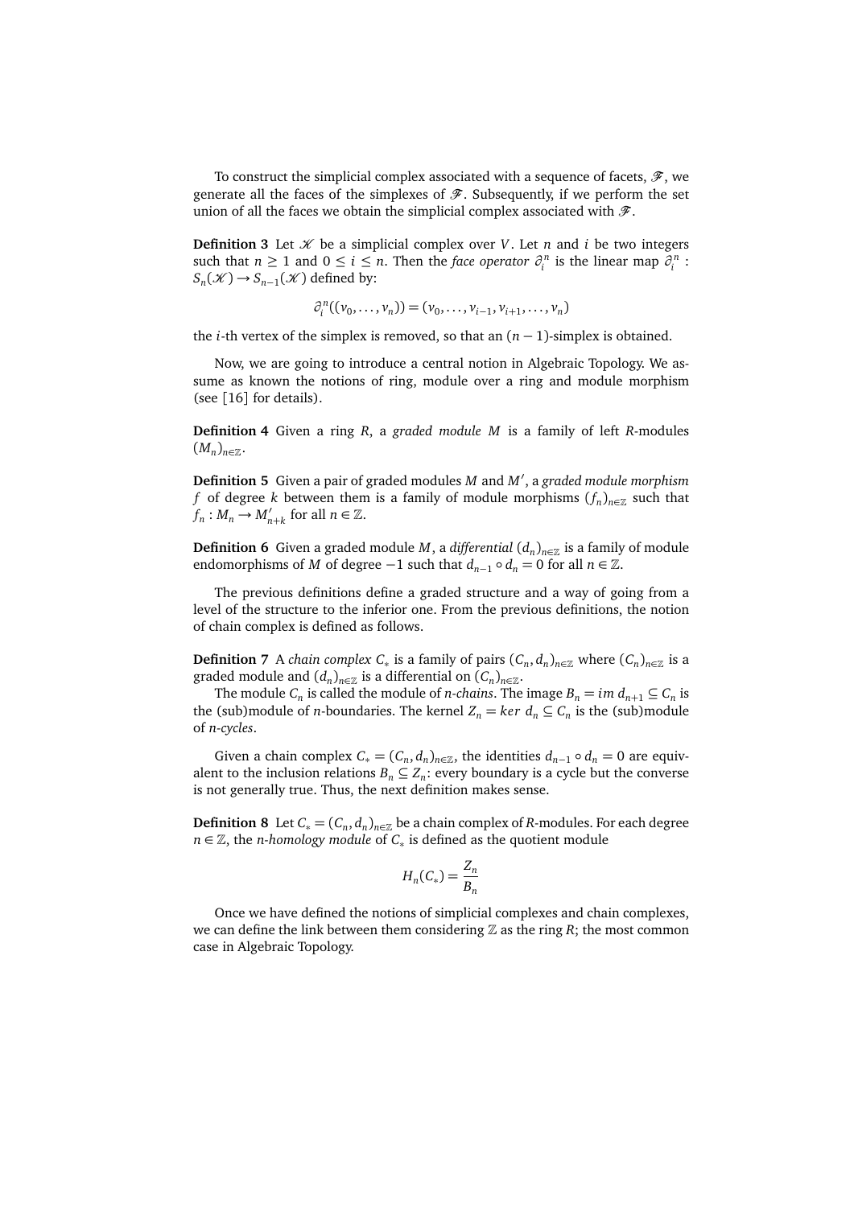To construct the simplicial complex associated with a sequence of facets, $\mathscr{F}$, we generate all the faces of the simplexes of $\mathscr{F}$. Subsequently, if we perform the set union of all the faces we obtain the simplicial complex associated with $\mathscr{F}$.

**Definition 3** Let $\mathscr{K}$ be a simplicial complex over $V$. Let $n$ and $i$ be two integers such that $n \geq 1$ and $0 \leq i \leq n$. Then the *face operator* $\partial_i^n$ is the linear map $\partial_i^n : S_n(\mathscr{K}) \to S_{n-1}(\mathscr{K})$ defined by:

$$\partial_i^n((v_0, \ldots, v_n)) = (v_0, \ldots, v_{i-1}, v_{i+1}, \ldots, v_n)$$

the $i$-th vertex of the simplex is removed, so that an $(n-1)$-simplex is obtained.

Now, we are going to introduce a central notion in Algebraic Topology. We assume as known the notions of ring, module over a ring and module morphism (see [16] for details).

**Definition 4** Given a ring $R$, a *graded module* $M$ is a family of left $R$-modules $(M_n)_{n\in\mathbb{Z}}$.

**Definition 5** Given a pair of graded modules $M$ and $M'$, a *graded module morphism* $f$ of degree $k$ between them is a family of module morphisms $(f_n)_{n\in\mathbb{Z}}$ such that $f_n : M_n \to M'_{n+k}$ for all $n \in \mathbb{Z}$.

**Definition 6** Given a graded module $M$, a *differential* $(d_n)_{n\in\mathbb{Z}}$ is a family of module endomorphisms of $M$ of degree $-1$ such that $d_{n-1} \circ d_n = 0$ for all $n \in \mathbb{Z}$.

The previous definitions define a graded structure and a way of going from a level of the structure to the inferior one. From the previous definitions, the notion of chain complex is defined as follows.

**Definition 7** A *chain complex* $C_*$ is a family of pairs $(C_n, d_n)_{n\in\mathbb{Z}}$ where $(C_n)_{n\in\mathbb{Z}}$ is a graded module and $(d_n)_{n\in\mathbb{Z}}$ is a differential on $(C_n)_{n\in\mathbb{Z}}$.

The module $C_n$ is called the module of *n-chains*. The image $B_n = im\ d_{n+1} \subseteq C_n$ is the (sub)module of $n$-boundaries. The kernel $Z_n = ker\ d_n \subseteq C_n$ is the (sub)module of *n-cycles*.

Given a chain complex $C_* = (C_n, d_n)_{n\in\mathbb{Z}}$, the identities $d_{n-1} \circ d_n = 0$ are equivalent to the inclusion relations $B_n \subseteq Z_n$: every boundary is a cycle but the converse is not generally true. Thus, the next definition makes sense.

**Definition 8** Let $C_* = (C_n, d_n)_{n\in\mathbb{Z}}$ be a chain complex of $R$-modules. For each degree $n \in \mathbb{Z}$, the *n-homology module* of $C_*$ is defined as the quotient module

$$H_n(C_*) = \frac{Z_n}{B_n}$$

Once we have defined the notions of simplicial complexes and chain complexes, we can define the link between them considering $\mathbb{Z}$ as the ring $R$; the most common case in Algebraic Topology.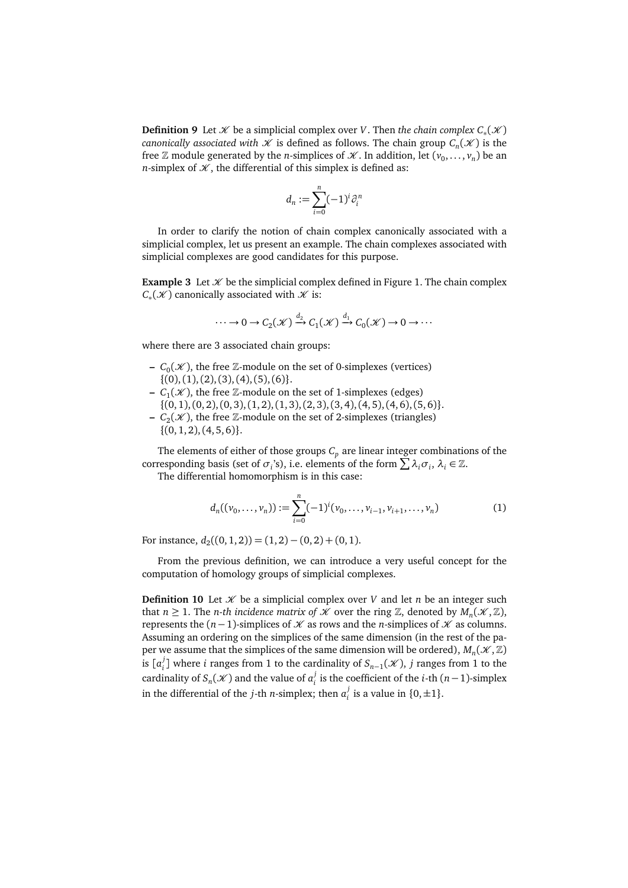**Definition 9** Let $\mathscr{K}$ be a simplicial complex over $V$. Then *the chain complex $C_*(\mathscr{K})$ canonically associated with $\mathscr{K}$* is defined as follows. The chain group $C_n(\mathscr{K})$ is the free $\mathbb{Z}$ module generated by the $n$-simplices of $\mathscr{K}$. In addition, let $(v_0, \ldots, v_n)$ be an $n$-simplex of $\mathscr{K}$, the differential of this simplex is defined as:

$$d_n := \sum_{i=0}^{n} (-1)^i \partial_i^n$$

In order to clarify the notion of chain complex canonically associated with a simplicial complex, let us present an example. The chain complexes associated with simplicial complexes are good candidates for this purpose.

**Example 3** Let $\mathscr{K}$ be the simplicial complex defined in Figure 1. The chain complex $C_*(\mathscr{K})$ canonically associated with $\mathscr{K}$ is:

$$\cdots \to 0 \to C_2(\mathscr{K}) \xrightarrow{d_2} C_1(\mathscr{K}) \xrightarrow{d_1} C_0(\mathscr{K}) \to 0 \to \cdots$$

where there are 3 associated chain groups:

- $C_0(\mathscr{K})$, the free $\mathbb{Z}$-module on the set of 0-simplexes (vertices) $\{(0), (1), (2), (3), (4), (5), (6)\}$.
- $C_1(\mathscr{K})$, the free $\mathbb{Z}$-module on the set of 1-simplexes (edges) $\{(0,1), (0,2), (0,3), (1,2), (1,3), (2,3), (3,4), (4,5), (4,6), (5,6)\}$.
- $C_2(\mathscr{K})$, the free $\mathbb{Z}$-module on the set of 2-simplexes (triangles) $\{(0,1,2), (4,5,6)\}$.

The elements of either of those groups $C_p$ are linear integer combinations of the corresponding basis (set of $\sigma_i$'s), i.e. elements of the form $\sum \lambda_i \sigma_i$, $\lambda_i \in \mathbb{Z}$.

The differential homomorphism is in this case:

$$d_n((v_0, \ldots, v_n)) := \sum_{i=0}^{n} (-1)^i (v_0, \ldots, v_{i-1}, v_{i+1}, \ldots, v_n) \tag{1}$$

For instance, $d_2((0,1,2)) = (1,2) - (0,2) + (0,1)$.

From the previous definition, we can introduce a very useful concept for the computation of homology groups of simplicial complexes.

**Definition 10** Let $\mathscr{K}$ be a simplicial complex over $V$ and let $n$ be an integer such that $n \geq 1$. The *$n$-th incidence matrix of $\mathscr{K}$* over the ring $\mathbb{Z}$, denoted by $M_n(\mathscr{K}, \mathbb{Z})$, represents the $(n-1)$-simplices of $\mathscr{K}$ as rows and the $n$-simplices of $\mathscr{K}$ as columns. Assuming an ordering on the simplices of the same dimension (in the rest of the paper we assume that the simplices of the same dimension will be ordered), $M_n(\mathscr{K}, \mathbb{Z})$ is $[a_i^j]$ where $i$ ranges from 1 to the cardinality of $S_{n-1}(\mathscr{K})$, $j$ ranges from 1 to the cardinality of $S_n(\mathscr{K})$ and the value of $a_i^j$ is the coefficient of the $i$-th $(n-1)$-simplex in the differential of the $j$-th $n$-simplex; then $a_i^j$ is a value in $\{0, \pm 1\}$.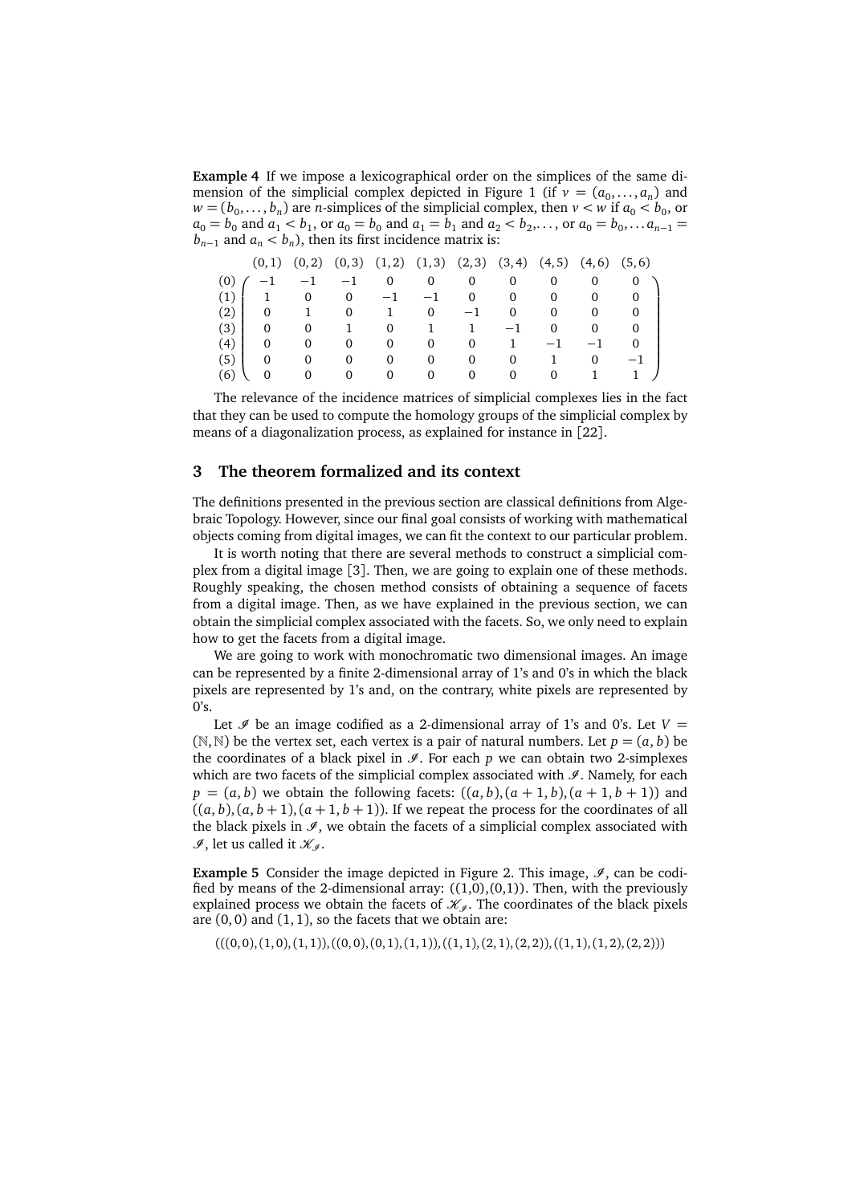**Example 4** If we impose a lexicographical order on the simplices of the same dimension of the simplicial complex depicted in Figure 1 (if $v = (a_0, \dots, a_n)$ and $w = (b_0, \dots, b_n)$ are $n$-simplices of the simplicial complex, then $v < w$ if $a_0 < b_0$, or $a_0 = b_0$ and $a_1 < b_1$, or $a_0 = b_0$ and $a_1 = b_1$ and $a_2 < b_2, \dots$, or $a_0 = b_0, \dots a_{n-1} = b_{n-1}$ and $a_n < b_n$), then its first incidence matrix is:

$$
\begin{array}{c}
 \\ (0) \\ (1) \\ (2) \\ (3) \\ (4) \\ (5) \\ (6)
\end{array}
\begin{array}{c}
\begin{array}{cccccccccc}
(0,1) & (0,2) & (0,3) & (1,2) & (1,3) & (2,3) & (3,4) & (4,5) & (4,6) & (5,6)
\end{array} \\
\left(\begin{array}{cccccccccc}
-1 & -1 & -1 & 0 & 0 & 0 & 0 & 0 & 0 & 0 \\
1 & 0 & 0 & -1 & -1 & 0 & 0 & 0 & 0 & 0 \\
0 & 1 & 0 & 1 & 0 & -1 & 0 & 0 & 0 & 0 \\
0 & 0 & 1 & 0 & 1 & 1 & -1 & 0 & 0 & 0 \\
0 & 0 & 0 & 0 & 0 & 0 & 1 & -1 & -1 & 0 \\
0 & 0 & 0 & 0 & 0 & 0 & 0 & 1 & 0 & -1 \\
0 & 0 & 0 & 0 & 0 & 0 & 0 & 0 & 1 & 1
\end{array}\right)
\end{array}
$$

The relevance of the incidence matrices of simplicial complexes lies in the fact that they can be used to compute the homology groups of the simplicial complex by means of a diagonalization process, as explained for instance in [22].

## 3 The theorem formalized and its context

The definitions presented in the previous section are classical definitions from Algebraic Topology. However, since our final goal consists of working with mathematical objects coming from digital images, we can fit the context to our particular problem.

It is worth noting that there are several methods to construct a simplicial complex from a digital image [3]. Then, we are going to explain one of these methods. Roughly speaking, the chosen method consists of obtaining a sequence of facets from a digital image. Then, as we have explained in the previous section, we can obtain the simplicial complex associated with the facets. So, we only need to explain how to get the facets from a digital image.

We are going to work with monochromatic two dimensional images. An image can be represented by a finite 2-dimensional array of 1's and 0's in which the black pixels are represented by 1's and, on the contrary, white pixels are represented by 0's.

Let $\mathscr{I}$ be an image codified as a 2-dimensional array of 1's and 0's. Let $V = (\mathbb{N}, \mathbb{N})$ be the vertex set, each vertex is a pair of natural numbers. Let $p = (a, b)$ be the coordinates of a black pixel in $\mathscr{I}$. For each $p$ we can obtain two 2-simplexes which are two facets of the simplicial complex associated with $\mathscr{I}$. Namely, for each $p = (a, b)$ we obtain the following facets: $((a, b), (a + 1, b), (a + 1, b + 1))$ and $((a, b), (a, b + 1), (a + 1, b + 1))$. If we repeat the process for the coordinates of all the black pixels in $\mathscr{I}$, we obtain the facets of a simplicial complex associated with $\mathscr{I}$, let us called it $\mathscr{K}_{\mathscr{I}}$.

**Example 5** Consider the image depicted in Figure 2. This image, $\mathscr{I}$, can be codified by means of the 2-dimensional array: ((1,0),(0,1)). Then, with the previously explained process we obtain the facets of $\mathscr{K}_{\mathscr{I}}$. The coordinates of the black pixels are $(0, 0)$ and $(1, 1)$, so the facets that we obtain are:

$$(((0, 0), (1, 0), (1, 1)), ((0, 0), (0, 1), (1, 1)), ((1, 1), (2, 1), (2, 2)), ((1, 1), (1, 2), (2, 2)))$$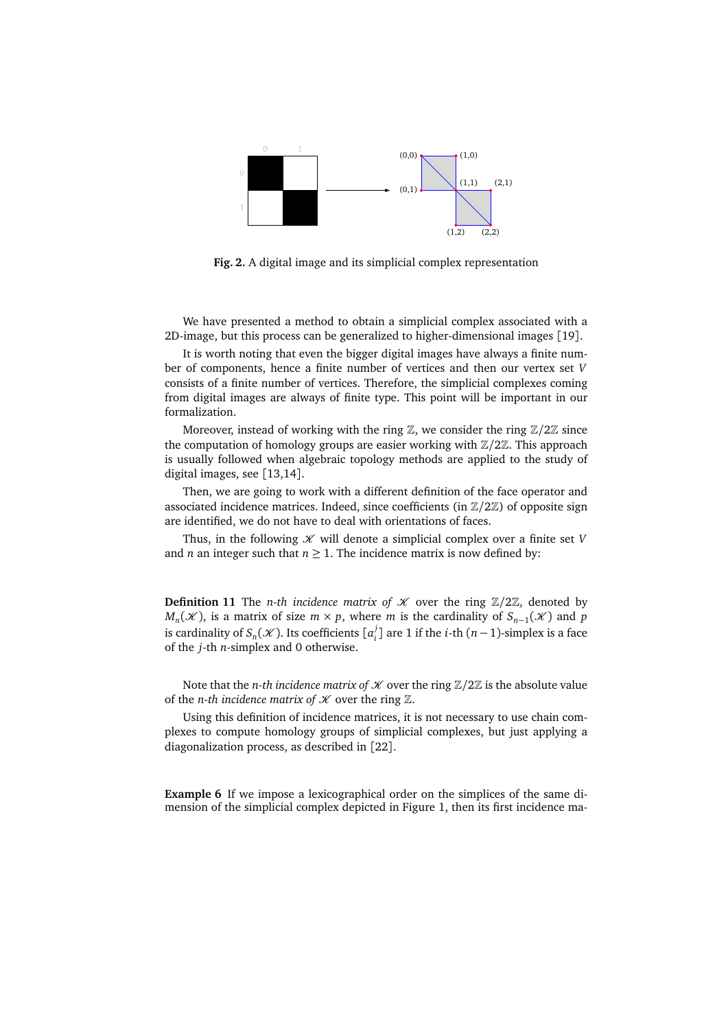**Fig. 2.** A digital image and its simplicial complex representation

We have presented a method to obtain a simplicial complex associated with a 2D-image, but this process can be generalized to higher-dimensional images [19].

It is worth noting that even the bigger digital images have always a finite number of components, hence a finite number of vertices and then our vertex set $V$ consists of a finite number of vertices. Therefore, the simplicial complexes coming from digital images are always of finite type. This point will be important in our formalization.

Moreover, instead of working with the ring $\mathbb{Z}$, we consider the ring $\mathbb{Z}/2\mathbb{Z}$ since the computation of homology groups are easier working with $\mathbb{Z}/2\mathbb{Z}$. This approach is usually followed when algebraic topology methods are applied to the study of digital images, see [13,14].

Then, we are going to work with a different definition of the face operator and associated incidence matrices. Indeed, since coefficients (in $\mathbb{Z}/2\mathbb{Z}$) of opposite sign are identified, we do not have to deal with orientations of faces.

Thus, in the following $\mathscr{K}$ will denote a simplicial complex over a finite set $V$ and $n$ an integer such that $n \geq 1$. The incidence matrix is now defined by:

**Definition 11** The *n-th incidence matrix of* $\mathscr{K}$ over the ring $\mathbb{Z}/2\mathbb{Z}$, denoted by $M_n(\mathscr{K})$, is a matrix of size $m \times p$, where $m$ is the cardinality of $S_{n-1}(\mathscr{K})$ and $p$ is cardinality of $S_n(\mathscr{K})$. Its coefficients $[a_i^j]$ are 1 if the $i$-th $(n-1)$-simplex is a face of the $j$-th $n$-simplex and 0 otherwise.

Note that the *n-th incidence matrix of* $\mathscr{K}$ over the ring $\mathbb{Z}/2\mathbb{Z}$ is the absolute value of the *n-th incidence matrix of* $\mathscr{K}$ over the ring $\mathbb{Z}$.

Using this definition of incidence matrices, it is not necessary to use chain complexes to compute homology groups of simplicial complexes, but just applying a diagonalization process, as described in [22].

**Example 6** If we impose a lexicographical order on the simplices of the same dimension of the simplicial complex depicted in Figure 1, then its first incidence ma-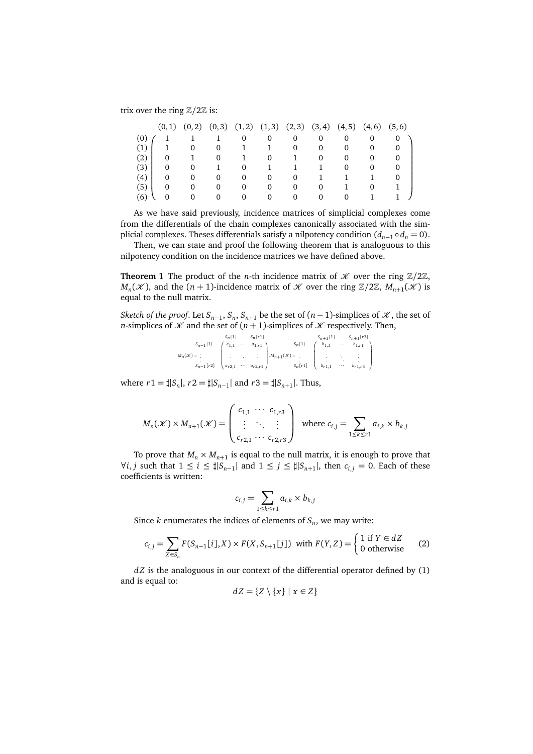trix over the ring $\mathbb{Z}/2\mathbb{Z}$ is:

$$
\begin{array}{c} \\ (0) \\ (1) \\ (2) \\ (3) \\ (4) \\ (5) \\ (6) \end{array}
\begin{array}{c}
\begin{array}{cccccccccc} (0,1) & (0,2) & (0,3) & (1,2) & (1,3) & (2,3) & (3,4) & (4,5) & (4,6) & (5,6) \end{array} \\
\begin{pmatrix}
1 & 1 & 1 & 0 & 0 & 0 & 0 & 0 & 0 & 0 \\
1 & 0 & 0 & 1 & 1 & 0 & 0 & 0 & 0 & 0 \\
0 & 1 & 0 & 1 & 0 & 1 & 0 & 0 & 0 & 0 \\
0 & 0 & 1 & 0 & 1 & 1 & 1 & 0 & 0 & 0 \\
0 & 0 & 0 & 0 & 0 & 0 & 1 & 1 & 1 & 0 \\
0 & 0 & 0 & 0 & 0 & 0 & 0 & 1 & 0 & 1 \\
0 & 0 & 0 & 0 & 0 & 0 & 0 & 0 & 1 & 1
\end{pmatrix}
\end{array}
$$

As we have said previously, incidence matrices of simplicial complexes come from the differentials of the chain complexes canonically associated with the simplicial complexes. Theses differentials satisfy a nilpotency condition ($d_{n-1} \circ d_n = 0$).

Then, we can state and proof the following theorem that is analoguous to this nilpotency condition on the incidence matrices we have defined above.

**Theorem 1** The product of the $n$-th incidence matrix of $\mathscr{K}$ over the ring $\mathbb{Z}/2\mathbb{Z}$, $M_n(\mathscr{K})$, and the $(n+1)$-incidence matrix of $\mathscr{K}$ over the ring $\mathbb{Z}/2\mathbb{Z}$, $M_{n+1}(\mathscr{K})$ is equal to the null matrix.

*Sketch of the proof*. Let $S_{n-1}$, $S_n$, $S_{n+1}$ be the set of $(n-1)$-simplices of $\mathscr{K}$, the set of $n$-simplices of $\mathscr{K}$ and the set of $(n+1)$-simplices of $\mathscr{K}$ respectively. Then,

$$
M_n(\mathscr{K}) = \begin{array}{c} S_{n-1}[1] \\ \vdots \\ S_{n-1}[r2] \end{array} \overset{\begin{array}{ccc} S_n[1] & \cdots & S_n[r1] \end{array}}{\begin{pmatrix} a_{1,1} & \cdots & a_{1,r1} \\ \vdots & \ddots & \vdots \\ a_{r2,1} & \cdots & a_{r2,r1} \end{pmatrix}}, \quad M_{n+1}(\mathscr{K}) = \begin{array}{c} S_n[1] \\ \vdots \\ S_n[r1] \end{array} \overset{\begin{array}{ccc} S_{n+1}[1] & \cdots & S_{n+1}[r3] \end{array}}{\begin{pmatrix} b_{1,1} & \cdots & b_{1,r1} \\ \vdots & \ddots & \vdots \\ b_{r1,1} & \cdots & b_{r1,r3} \end{pmatrix}}
$$

where $r1 = \sharp|S_n|$, $r2 = \sharp|S_{n-1}|$ and $r3 = \sharp|S_{n+1}|$. Thus,

$$
M_n(\mathscr{K}) \times M_{n+1}(\mathscr{K}) = \begin{pmatrix} c_{1,1} & \cdots & c_{1,r3} \\ \vdots & \ddots & \vdots \\ c_{r2,1} & \cdots & c_{r2,r3} \end{pmatrix} \quad \text{where } c_{i,j} = \sum_{1 \leq k \leq r1} a_{i,k} \times b_{k,j}
$$

To prove that $M_n \times M_{n+1}$ is equal to the null matrix, it is enough to prove that $\forall i, j$ such that $1 \leq i \leq \sharp|S_{n-1}|$ and $1 \leq j \leq \sharp|S_{n+1}|$, then $c_{i,j} = 0$. Each of these coefficients is written:

$$
c_{i,j} = \sum_{1 \leq k \leq r1} a_{i,k} \times b_{k,j}
$$

Since $k$ enumerates the indices of elements of $S_n$, we may write:

$$
c_{i,j} = \sum_{X \in S_n} F(S_{n-1}[i], X) \times F(X, S_{n+1}[j]) \;\; \text{with } F(Y,Z) = \begin{cases} 1 \text{ if } Y \in dZ \\ 0 \text{ otherwise} \end{cases} \tag{2}
$$

$dZ$ is the analoguous in our context of the differential operator defined by (1) and is equal to:

$$
dZ = \{Z \setminus \{x\} \mid x \in Z\}
$$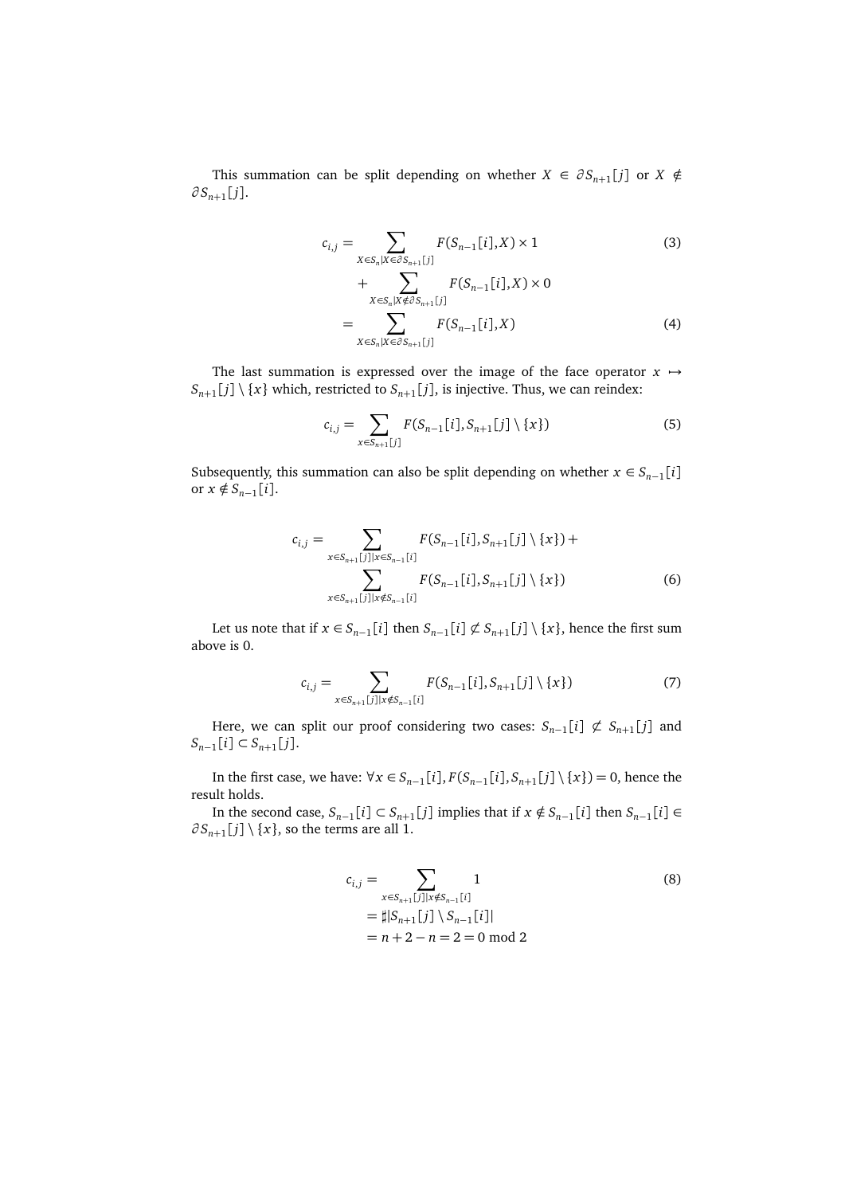This summation can be split depending on whether $X \in \partial S_{n+1}[j]$ or $X \notin \partial S_{n+1}[j]$.

$$
\begin{aligned}
c_{i,j} &= \sum_{X \in S_n | X \in \partial S_{n+1}[j]} F(S_{n-1}[i], X) \times 1 &(3)\\
&\quad + \sum_{X \in S_n | X \notin \partial S_{n+1}[j]} F(S_{n-1}[i], X) \times 0 \\
&= \sum_{X \in S_n | X \in \partial S_{n+1}[j]} F(S_{n-1}[i], X) &(4)
\end{aligned}
$$

The last summation is expressed over the image of the face operator $x \mapsto S_{n+1}[j] \setminus \{x\}$ which, restricted to $S_{n+1}[j]$, is injective. Thus, we can reindex:

$$
c_{i,j} = \sum_{x \in S_{n+1}[j]} F(S_{n-1}[i], S_{n+1}[j] \setminus \{x\}) \tag{5}
$$

Subsequently, this summation can also be split depending on whether $x \in S_{n-1}[i]$ or $x \notin S_{n-1}[i]$.

$$
\begin{aligned}
c_{i,j} = &\sum_{x \in S_{n+1}[j] | x \in S_{n-1}[i]} F(S_{n-1}[i], S_{n+1}[j] \setminus \{x\}) + \\
&\sum_{x \in S_{n+1}[j] | x \notin S_{n-1}[i]} F(S_{n-1}[i], S_{n+1}[j] \setminus \{x\}) &(6)
\end{aligned}
$$

Let us note that if $x \in S_{n-1}[i]$ then $S_{n-1}[i] \not\subset S_{n+1}[j] \setminus \{x\}$, hence the first sum above is 0.

$$
c_{i,j} = \sum_{x \in S_{n+1}[j] | x \notin S_{n-1}[i]} F(S_{n-1}[i], S_{n+1}[j] \setminus \{x\}) \tag{7}
$$

Here, we can split our proof considering two cases: $S_{n-1}[i] \not\subset S_{n+1}[j]$ and $S_{n-1}[i] \subset S_{n+1}[j]$.

In the first case, we have: $\forall x \in S_{n-1}[i], F(S_{n-1}[i], S_{n+1}[j] \setminus \{x\}) = 0$, hence the result holds.

In the second case, $S_{n-1}[i] \subset S_{n+1}[j]$ implies that if $x \notin S_{n-1}[i]$ then $S_{n-1}[i] \in \partial S_{n+1}[j] \setminus \{x\}$, so the terms are all 1.

$$
\begin{aligned}
c_{i,j} &= \sum_{x \in S_{n+1}[j] | x \notin S_{n-1}[i]} 1 &(8)\\
&= \sharp |S_{n+1}[j] \setminus S_{n-1}[i]| \\
&= n + 2 - n = 2 = 0 \bmod 2
\end{aligned}
$$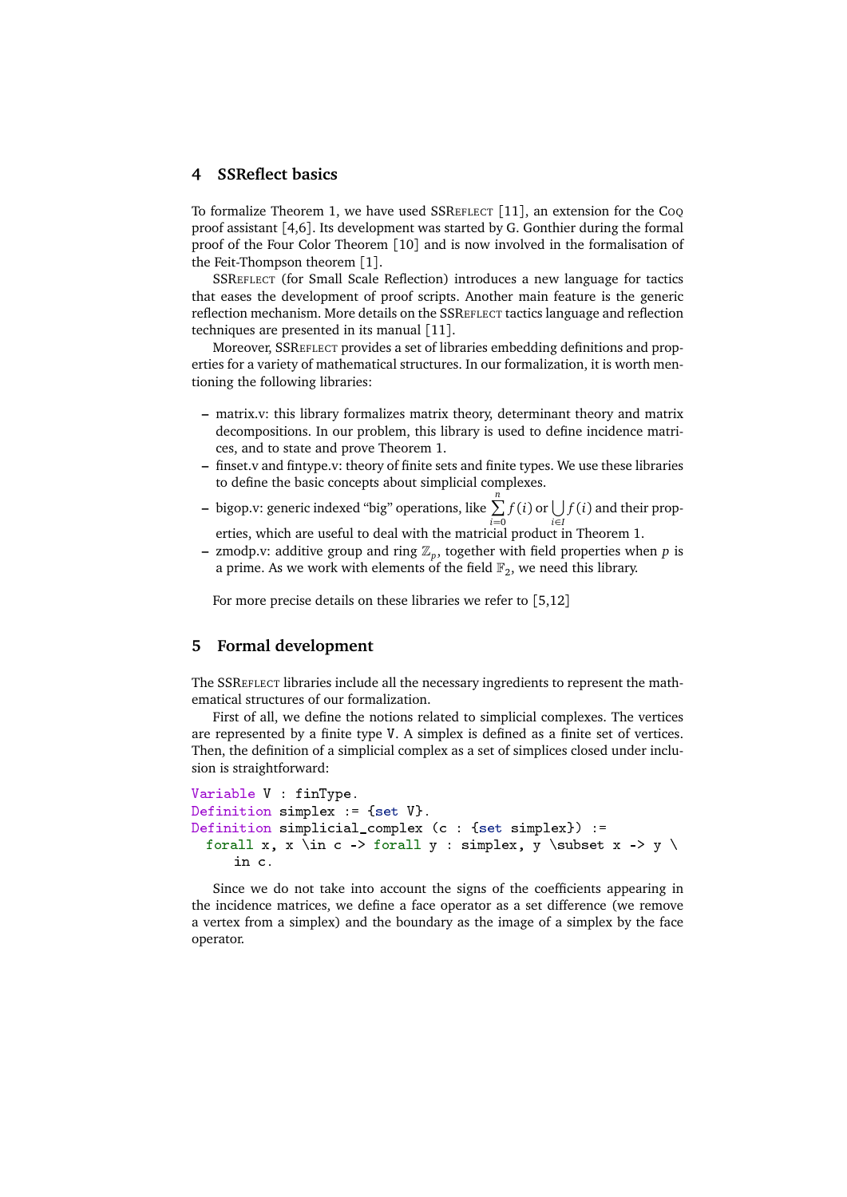## 4 SSReflect basics

To formalize Theorem 1, we have used SSReflect [11], an extension for the Coq proof assistant [4,6]. Its development was started by G. Gonthier during the formal proof of the Four Color Theorem [10] and is now involved in the formalisation of the Feit-Thompson theorem [1].

SSReflect (for Small Scale Reflection) introduces a new language for tactics that eases the development of proof scripts. Another main feature is the generic reflection mechanism. More details on the SSReflect tactics language and reflection techniques are presented in its manual [11].

Moreover, SSReflect provides a set of libraries embedding definitions and properties for a variety of mathematical structures. In our formalization, it is worth mentioning the following libraries:

- matrix.v: this library formalizes matrix theory, determinant theory and matrix decompositions. In our problem, this library is used to define incidence matrices, and to state and prove Theorem 1.
- finset.v and fintype.v: theory of finite sets and finite types. We use these libraries to define the basic concepts about simplicial complexes.
- bigop.v: generic indexed "big" operations, like $\sum_{i=0}^{n} f(i)$ or $\bigcup_{i \in I} f(i)$ and their properties, which are useful to deal with the matricial product in Theorem 1.
- zmodp.v: additive group and ring $\mathbb{Z}_p$, together with field properties when $p$ is a prime. As we work with elements of the field $\mathbb{F}_2$, we need this library.

For more precise details on these libraries we refer to [5,12]

## 5 Formal development

The SSReflect libraries include all the necessary ingredients to represent the mathematical structures of our formalization.

First of all, we define the notions related to simplicial complexes. The vertices are represented by a finite type `V`. A simplex is defined as a finite set of vertices. Then, the definition of a simplicial complex as a set of simplices closed under inclusion is straightforward:

```
Variable V : finType.
Definition simplex := {set V}.
Definition simplicial_complex (c : {set simplex}) :=
  forall x, x \in c -> forall y : simplex, y \subset x -> y \
     in c.
```

Since we do not take into account the signs of the coefficients appearing in the incidence matrices, we define a face operator as a set difference (we remove a vertex from a simplex) and the boundary as the image of a simplex by the face operator.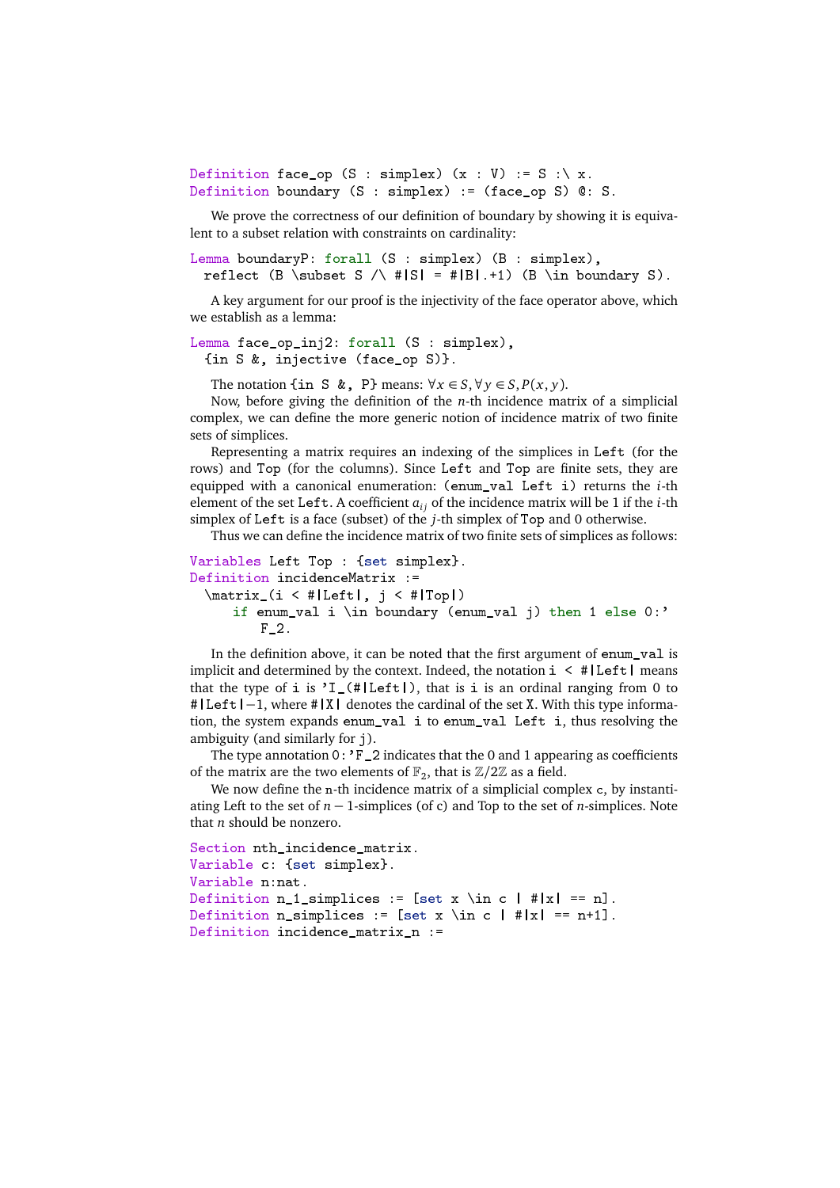```
Definition face_op (S : simplex) (x : V) := S :\ x.
Definition boundary (S : simplex) := (face_op S) @: S.
```

We prove the correctness of our definition of boundary by showing it is equivalent to a subset relation with constraints on cardinality:

```
Lemma boundaryP: forall (S : simplex) (B : simplex),
  reflect (B \subset S /\ #|S| = #|B|.+1) (B \in boundary S).
```

A key argument for our proof is the injectivity of the face operator above, which we establish as a lemma:

```
Lemma face_op_inj2: forall (S : simplex),
  {in S &, injective (face_op S)}.
```

The notation `{in S &, P}` means: $\forall x \in S, \forall y \in S, P(x, y)$.

Now, before giving the definition of the $n$-th incidence matrix of a simplicial complex, we can define the more generic notion of incidence matrix of two finite sets of simplices.

Representing a matrix requires an indexing of the simplices in `Left` (for the rows) and `Top` (for the columns). Since `Left` and `Top` are finite sets, they are equipped with a canonical enumeration: `(enum_val Left i)` returns the $i$-th element of the set `Left`. A coefficient $a_{ij}$ of the incidence matrix will be 1 if the $i$-th simplex of `Left` is a face (subset) of the $j$-th simplex of `Top` and 0 otherwise.

Thus we can define the incidence matrix of two finite sets of simplices as follows:

```
Variables Left Top : {set simplex}.
Definition incidenceMatrix :=
  \matrix_(i < #|Left|, j < #|Top|)
     if enum_val i \in boundary (enum_val j) then 1 else 0:'
        F_2.
```

In the definition above, it can be noted that the first argument of `enum_val` is implicit and determined by the context. Indeed, the notation `i < #|Left|` means that the type of `i` is `'I_(#|Left|)`, that is `i` is an ordinal ranging from 0 to `#|Left|`$-1$, where `#|X|` denotes the cardinal of the set `X`. With this type information, the system expands `enum_val i` to `enum_val Left i`, thus resolving the ambiguity (and similarly for `j`).

The type annotation `0:'F_2` indicates that the 0 and 1 appearing as coefficients of the matrix are the two elements of $\mathbb{F}_2$, that is $\mathbb{Z}/2\mathbb{Z}$ as a field.

We now define the `n`-th incidence matrix of a simplicial complex `c`, by instantiating Left to the set of $n-1$-simplices (of c) and Top to the set of $n$-simplices. Note that $n$ should be nonzero.

```
Section nth_incidence_matrix.
Variable c: {set simplex}.
Variable n:nat.
Definition n_1_simplices := [set x \in c | #|x| == n].
Definition n_simplices := [set x \in c | #|x| == n+1].
Definition incidence_matrix_n :=
```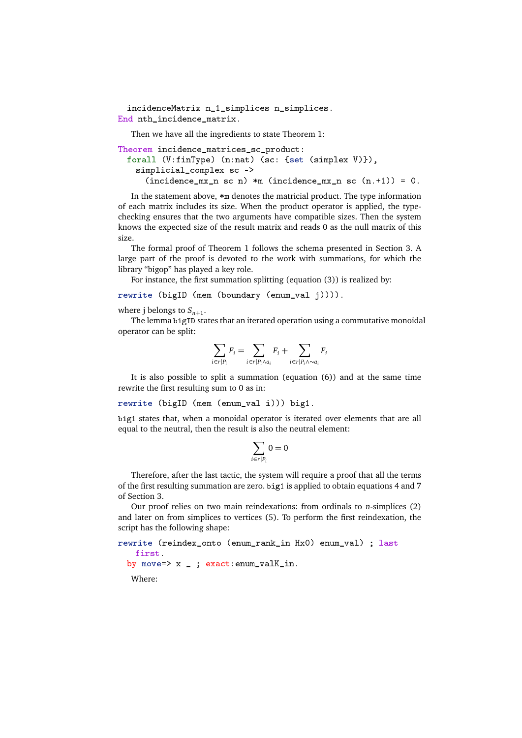```
  incidenceMatrix n_1_simplices n_simplices.
End nth_incidence_matrix.
```

Then we have all the ingredients to state Theorem 1:

```
Theorem incidence_matrices_sc_product:
  forall (V:finType) (n:nat) (sc: {set (simplex V)}),
   simplicial_complex sc ->
     (incidence_mx_n sc n) *m (incidence_mx_n sc (n.+1)) = 0.
```

In the statement above, `*m` denotes the matricial product. The type information of each matrix includes its size. When the product operator is applied, the type-checking ensures that the two arguments have compatible sizes. Then the system knows the expected size of the result matrix and reads 0 as the null matrix of this size.

The formal proof of Theorem 1 follows the schema presented in Section 3. A large part of the proof is devoted to the work with summations, for which the library “bigop” has played a key role.

For instance, the first summation splitting (equation (3)) is realized by:

```
rewrite (bigID (mem (boundary (enum_val j)))).
```

where j belongs to $S_{n+1}$.

The lemma `bigID` states that an iterated operation using a commutative monoidal operator can be split:

$$\sum_{i \in r | P_i} F_i = \sum_{i \in r | P_i \wedge a_i} F_i + \sum_{i \in r | P_i \wedge \sim a_i} F_i$$

It is also possible to split a summation (equation (6)) and at the same time rewrite the first resulting sum to 0 as in:

```
rewrite (bigID (mem (enum_val i))) big1.
```

`big1` states that, when a monoidal operator is iterated over elements that are all equal to the neutral, then the result is also the neutral element:

$$\sum_{i \in r | P_i} 0 = 0$$

Therefore, after the last tactic, the system will require a proof that all the terms of the first resulting summation are zero. `big1` is applied to obtain equations 4 and 7 of Section 3.

Our proof relies on two main reindexations: from ordinals to $n$-simplices (2) and later on from simplices to vertices (5). To perform the first reindexation, the script has the following shape:

```
rewrite (reindex_onto (enum_rank_in Hx0) enum_val) ; last
    first.
  by move=> x _ ; exact:enum_valK_in.
```

Where: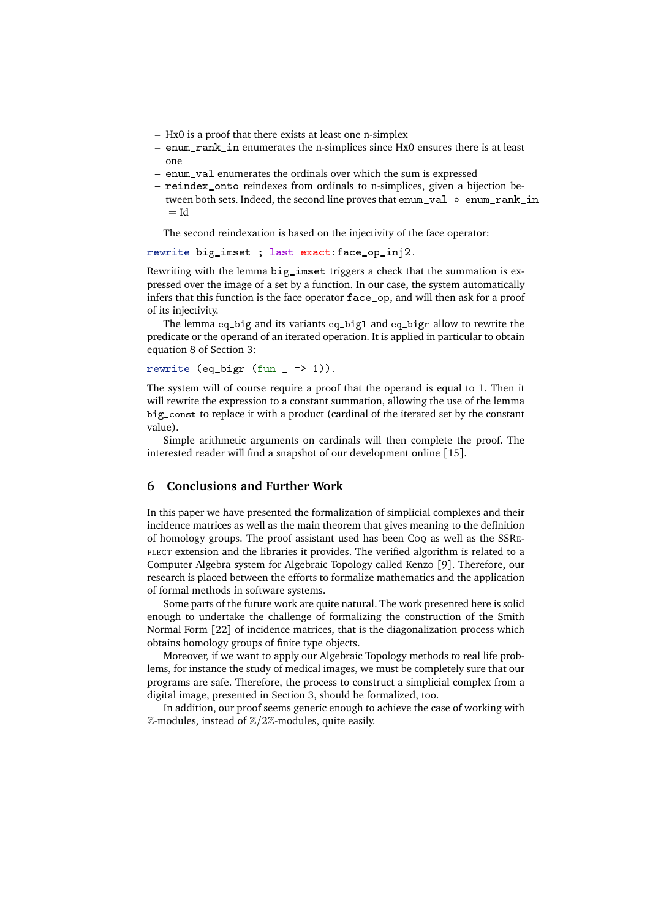- Hx0 is a proof that there exists at least one n-simplex
- `enum_rank_in` enumerates the n-simplices since Hx0 ensures there is at least one
- `enum_val` enumerates the ordinals over which the sum is expressed
- `reindex_onto` reindexes from ordinals to n-simplices, given a bijection between both sets. Indeed, the second line proves that `enum_val` ∘ `enum_rank_in` = Id

The second reindexation is based on the injectivity of the face operator:

```
rewrite big_imset ; last exact:face_op_inj2.
```

Rewriting with the lemma `big_imset` triggers a check that the summation is expressed over the image of a set by a function. In our case, the system automatically infers that this function is the face operator `face_op`, and will then ask for a proof of its injectivity.

The lemma `eq_big` and its variants `eq_bigl` and `eq_bigr` allow to rewrite the predicate or the operand of an iterated operation. It is applied in particular to obtain equation 8 of Section 3:

```
rewrite (eq_bigr (fun _ => 1)).
```

The system will of course require a proof that the operand is equal to 1. Then it will rewrite the expression to a constant summation, allowing the use of the lemma `big_const` to replace it with a product (cardinal of the iterated set by the constant value).

Simple arithmetic arguments on cardinals will then complete the proof. The interested reader will find a snapshot of our development online [15].

## 6 Conclusions and Further Work

In this paper we have presented the formalization of simplicial complexes and their incidence matrices as well as the main theorem that gives meaning to the definition of homology groups. The proof assistant used has been Coq as well as the SSReflect extension and the libraries it provides. The verified algorithm is related to a Computer Algebra system for Algebraic Topology called Kenzo [9]. Therefore, our research is placed between the efforts to formalize mathematics and the application of formal methods in software systems.

Some parts of the future work are quite natural. The work presented here is solid enough to undertake the challenge of formalizing the construction of the Smith Normal Form [22] of incidence matrices, that is the diagonalization process which obtains homology groups of finite type objects.

Moreover, if we want to apply our Algebraic Topology methods to real life problems, for instance the study of medical images, we must be completely sure that our programs are safe. Therefore, the process to construct a simplicial complex from a digital image, presented in Section 3, should be formalized, too.

In addition, our proof seems generic enough to achieve the case of working with $\mathbb{Z}$-modules, instead of $\mathbb{Z}/2\mathbb{Z}$-modules, quite easily.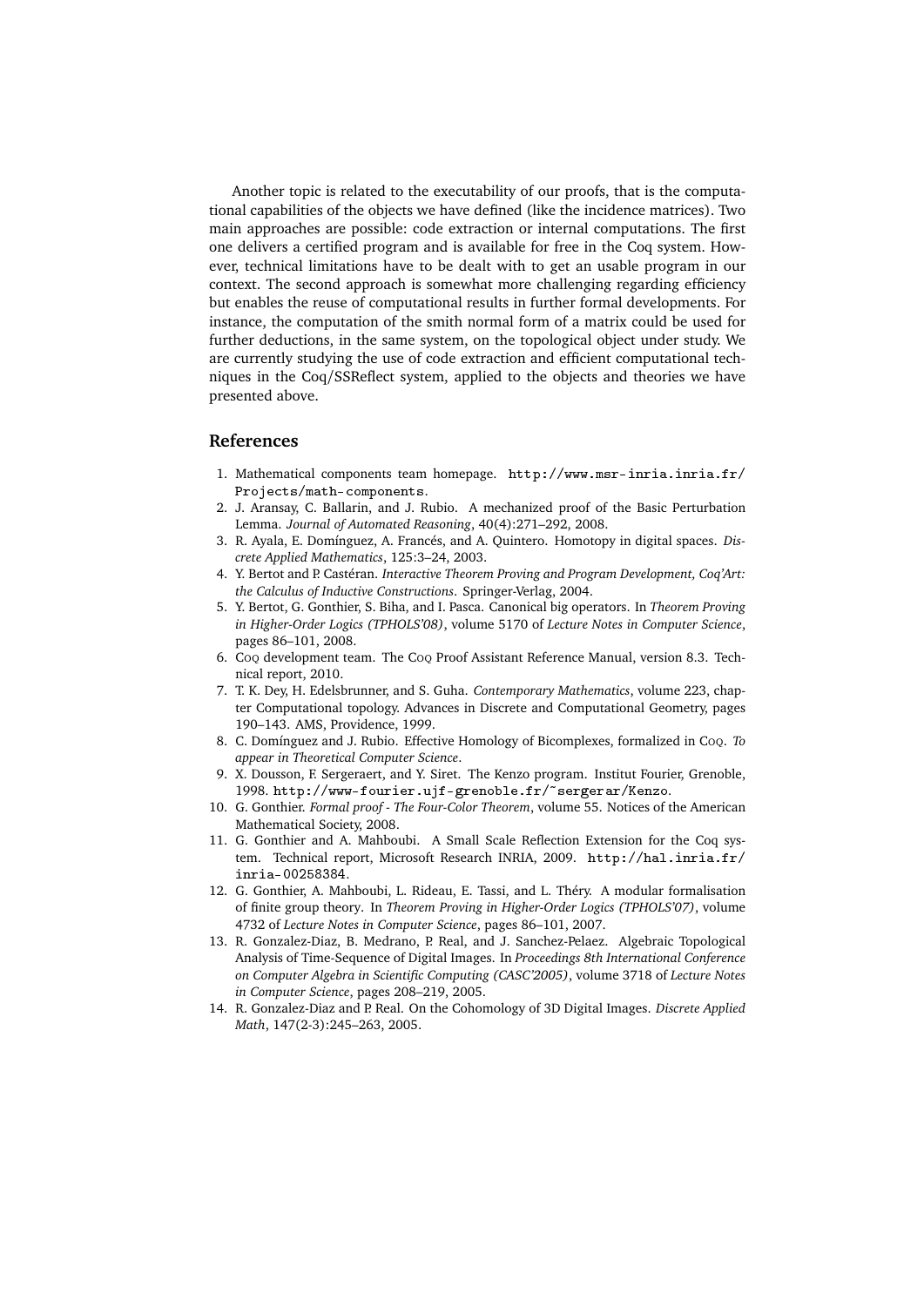Another topic is related to the executability of our proofs, that is the computational capabilities of the objects we have defined (like the incidence matrices). Two main approaches are possible: code extraction or internal computations. The first one delivers a certified program and is available for free in the Coq system. However, technical limitations have to be dealt with to get an usable program in our context. The second approach is somewhat more challenging regarding efficiency but enables the reuse of computational results in further formal developments. For instance, the computation of the smith normal form of a matrix could be used for further deductions, in the same system, on the topological object under study. We are currently studying the use of code extraction and efficient computational techniques in the Coq/SSReflect system, applied to the objects and theories we have presented above.

## References

1. Mathematical components team homepage. `http://www.msr-inria.inria.fr/Projects/math-components`.
2. J. Aransay, C. Ballarin, and J. Rubio. A mechanized proof of the Basic Perturbation Lemma. *Journal of Automated Reasoning*, 40(4):271–292, 2008.
3. R. Ayala, E. Domínguez, A. Francés, and A. Quintero. Homotopy in digital spaces. *Discrete Applied Mathematics*, 125:3–24, 2003.
4. Y. Bertot and P. Castéran. *Interactive Theorem Proving and Program Development, Coq'Art: the Calculus of Inductive Constructions*. Springer-Verlag, 2004.
5. Y. Bertot, G. Gonthier, S. Biha, and I. Pasca. Canonical big operators. In *Theorem Proving in Higher-Order Logics (TPHOLS'08)*, volume 5170 of *Lecture Notes in Computer Science*, pages 86–101, 2008.
6. Coq development team. The Coq Proof Assistant Reference Manual, version 8.3. Technical report, 2010.
7. T. K. Dey, H. Edelsbrunner, and S. Guha. *Contemporary Mathematics*, volume 223, chapter Computational topology. Advances in Discrete and Computational Geometry, pages 190–143. AMS, Providence, 1999.
8. C. Domínguez and J. Rubio. Effective Homology of Bicomplexes, formalized in Coq. *To appear in Theoretical Computer Science*.
9. X. Dousson, F. Sergeraert, and Y. Siret. The Kenzo program. Institut Fourier, Grenoble, 1998. `http://www-fourier.ujf-grenoble.fr/~sergerar/Kenzo`.
10. G. Gonthier. *Formal proof - The Four-Color Theorem*, volume 55. Notices of the American Mathematical Society, 2008.
11. G. Gonthier and A. Mahboubi. A Small Scale Reflection Extension for the Coq system. Technical report, Microsoft Research INRIA, 2009. `http://hal.inria.fr/inria-00258384`.
12. G. Gonthier, A. Mahboubi, L. Rideau, E. Tassi, and L. Théry. A modular formalisation of finite group theory. In *Theorem Proving in Higher-Order Logics (TPHOLS'07)*, volume 4732 of *Lecture Notes in Computer Science*, pages 86–101, 2007.
13. R. Gonzalez-Diaz, B. Medrano, P. Real, and J. Sanchez-Pelaez. Algebraic Topological Analysis of Time-Sequence of Digital Images. In *Proceedings 8th International Conference on Computer Algebra in Scientific Computing (CASC'2005)*, volume 3718 of *Lecture Notes in Computer Science*, pages 208–219, 2005.
14. R. Gonzalez-Diaz and P. Real. On the Cohomology of 3D Digital Images. *Discrete Applied Math*, 147(2-3):245–263, 2005.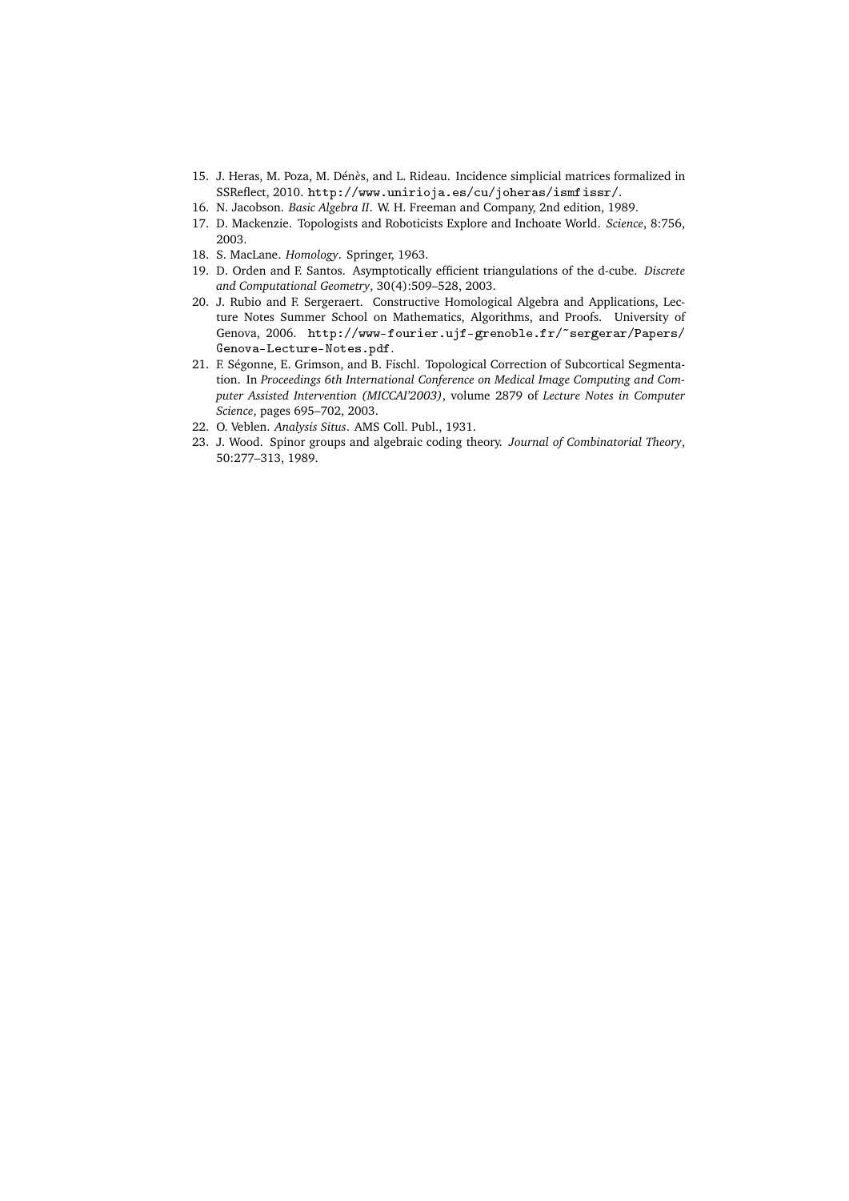15. J. Heras, M. Poza, M. Dénès, and L. Rideau. Incidence simplicial matrices formalized in SSReflect, 2010. http://www.unirioja.es/cu/joheras/ismfissr/.
16. N. Jacobson. *Basic Algebra II*. W. H. Freeman and Company, 2nd edition, 1989.
17. D. Mackenzie. Topologists and Roboticists Explore and Inchoate World. *Science*, 8:756, 2003.
18. S. MacLane. *Homology*. Springer, 1963.
19. D. Orden and F. Santos. Asymptotically efficient triangulations of the d-cube. *Discrete and Computational Geometry*, 30(4):509–528, 2003.
20. J. Rubio and F. Sergeraert. Constructive Homological Algebra and Applications, Lecture Notes Summer School on Mathematics, Algorithms, and Proofs. University of Genova, 2006. http://www-fourier.ujf-grenoble.fr/~sergerar/Papers/Genova-Lecture-Notes.pdf.
21. F. Ségonne, E. Grimson, and B. Fischl. Topological Correction of Subcortical Segmentation. In *Proceedings 6th International Conference on Medical Image Computing and Computer Assisted Intervention (MICCAI'2003)*, volume 2879 of *Lecture Notes in Computer Science*, pages 695–702, 2003.
22. O. Veblen. *Analysis Situs*. AMS Coll. Publ., 1931.
23. J. Wood. Spinor groups and algebraic coding theory. *Journal of Combinatorial Theory*, 50:277–313, 1989.